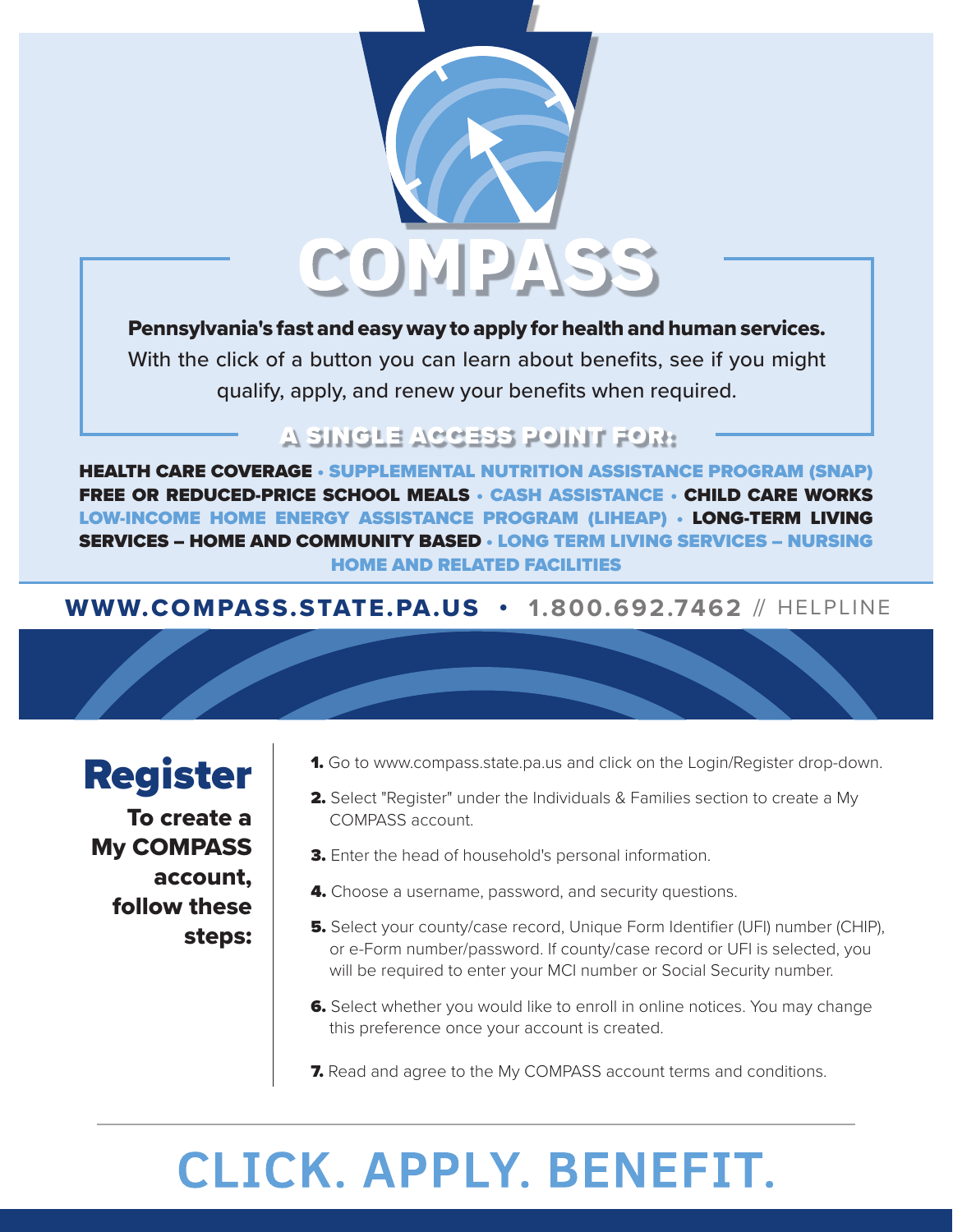# COMPASS

**Pennsylvania's fast and easy way to apply for health and human services.**
With the click of a button you can learn about benefits, see if you might qualify, apply, and renew your benefits when required.

## A SINGLE ACCESS POINT FOR:

**HEALTH CARE COVERAGE • SUPPLEMENTAL NUTRITION ASSISTANCE PROGRAM (SNAP) FREE OR REDUCED-PRICE SCHOOL MEALS • CASH ASSISTANCE • CHILD CARE WORKS LOW-INCOME HOME ENERGY ASSISTANCE PROGRAM (LIHEAP) • LONG-TERM LIVING SERVICES – HOME AND COMMUNITY BASED • LONG TERM LIVING SERVICES – NURSING HOME AND RELATED FACILITIES**

**WWW.COMPASS.STATE.PA.US • 1.800.692.7462** // HELPLINE

## Register

**To create a My COMPASS account, follow these steps:**

1. Go to www.compass.state.pa.us and click on the Login/Register drop-down.
2. Select "Register" under the Individuals & Families section to create a My COMPASS account.
3. Enter the head of household's personal information.
4. Choose a username, password, and security questions.
5. Select your county/case record, Unique Form Identifier (UFI) number (CHIP), or e-Form number/password. If county/case record or UFI is selected, you will be required to enter your MCI number or Social Security number.
6. Select whether you would like to enroll in online notices. You may change this preference once your account is created.
7. Read and agree to the My COMPASS account terms and conditions.

# CLICK. APPLY. BENEFIT.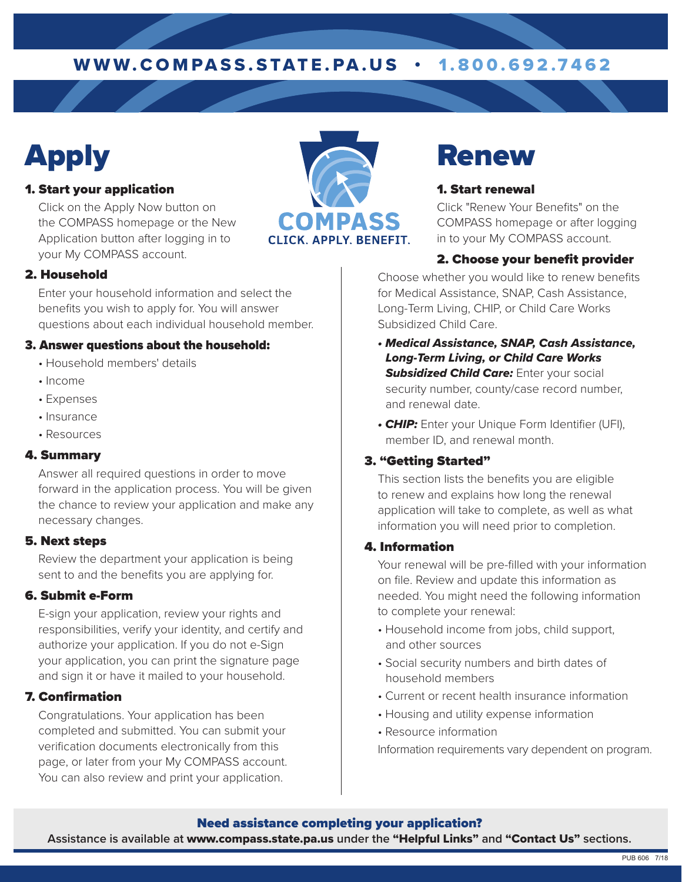**WWW.COMPASS.STATE.PA.US • 1.800.692.7462**

COMPASS
CLICK. APPLY. BENEFIT.

# Apply

### 1. Start your application

Click on the Apply Now button on the COMPASS homepage or the New Application button after logging in to your My COMPASS account.

### 2. Household

Enter your household information and select the benefits you wish to apply for. You will answer questions about each individual household member.

### 3. Answer questions about the household:

- Household members' details
- Income
- Expenses
- Insurance
- Resources

### 4. Summary

Answer all required questions in order to move forward in the application process. You will be given the chance to review your application and make any necessary changes.

### 5. Next steps

Review the department your application is being sent to and the benefits you are applying for.

### 6. Submit e-Form

E-sign your application, review your rights and responsibilities, verify your identity, and certify and authorize your application. If you do not e-Sign your application, you can print the signature page and sign it or have it mailed to your household.

### 7. Confirmation

Congratulations. Your application has been completed and submitted. You can submit your verification documents electronically from this page, or later from your My COMPASS account. You can also review and print your application.

# Renew

### 1. Start renewal

Click "Renew Your Benefits" on the COMPASS homepage or after logging in to your My COMPASS account.

### 2. Choose your benefit provider

Choose whether you would like to renew benefits for Medical Assistance, SNAP, Cash Assistance, Long-Term Living, CHIP, or Child Care Works Subsidized Child Care.

- ***Medical Assistance, SNAP, Cash Assistance, Long-Term Living, or Child Care Works Subsidized Child Care:*** Enter your social security number, county/case record number, and renewal date.
- ***CHIP:*** Enter your Unique Form Identifier (UFI), member ID, and renewal month.

### 3. "Getting Started"

This section lists the benefits you are eligible to renew and explains how long the renewal application will take to complete, as well as what information you will need prior to completion.

### 4. Information

Your renewal will be pre-filled with your information on file. Review and update this information as needed. You might need the following information to complete your renewal:

- Household income from jobs, child support, and other sources
- Social security numbers and birth dates of household members
- Current or recent health insurance information
- Housing and utility expense information
- Resource information

Information requirements vary dependent on program.

**Need assistance completing your application?**

Assistance is available at **www.compass.state.pa.us** under the **"Helpful Links"** and **"Contact Us"** sections.

PUB 606 7/18